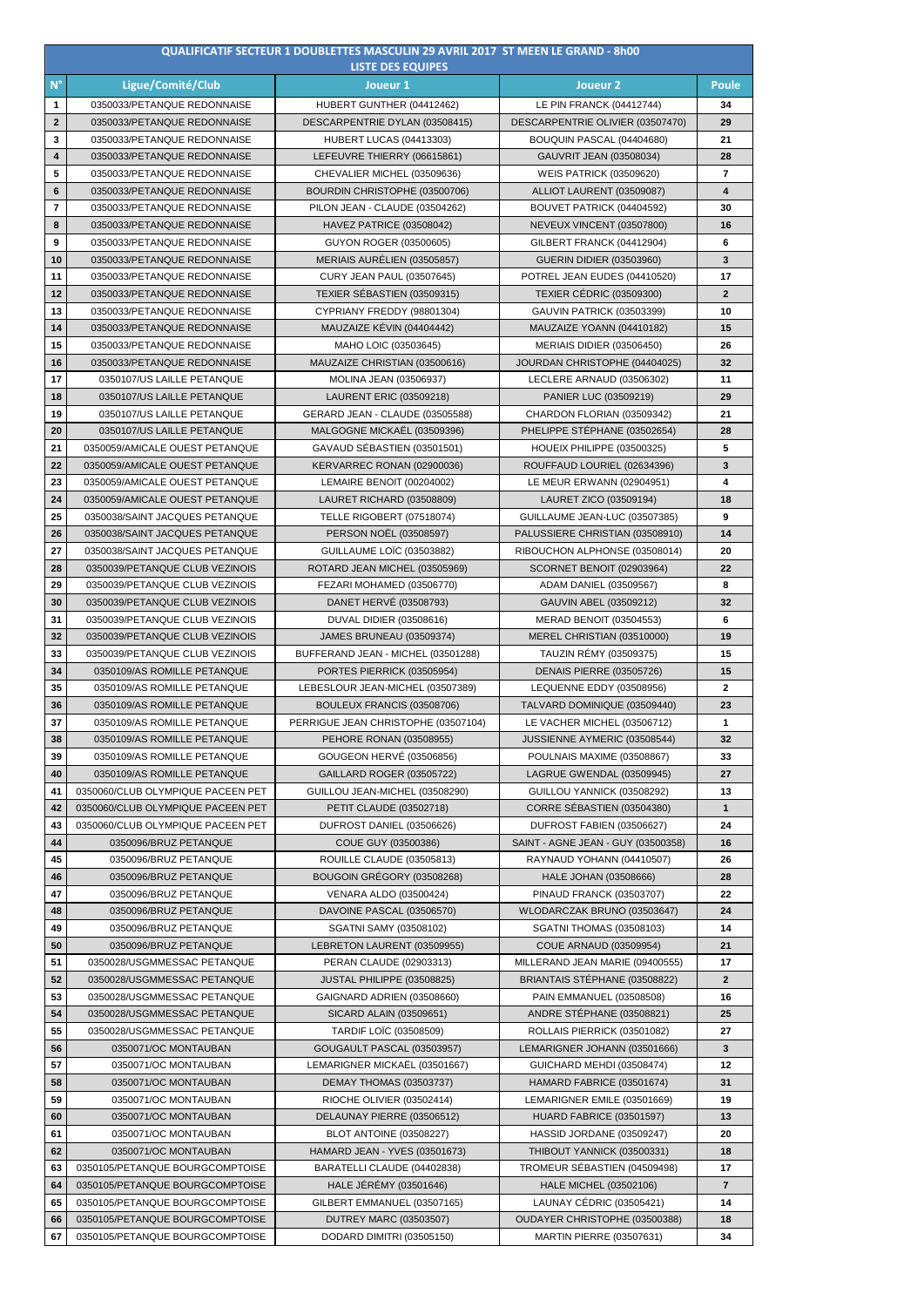# QUALIFICATIF SECTEUR 1 DOUBLETTES MASCULIN 29 AVRIL 2017 ST MEEN LE GRAND - 8h00

## LISTE DES EQUIPES

| N° | Ligue/Comité/Club | Joueur 1 | Joueur 2 | Poule |
|---|---|---|---|---|
| 1 | 0350033/PETANQUE REDONNAISE | HUBERT GUNTHER (04412462) | LE PIN FRANCK (04412744) | 34 |
| 2 | 0350033/PETANQUE REDONNAISE | DESCARPENTRIE DYLAN (03508415) | DESCARPENTRIE OLIVIER (03507470) | 29 |
| 3 | 0350033/PETANQUE REDONNAISE | HUBERT LUCAS (04413303) | BOUQUIN PASCAL (04404680) | 21 |
| 4 | 0350033/PETANQUE REDONNAISE | LEFEUVRE THIERRY (06615861) | GAUVRIT JEAN (03508034) | 28 |
| 5 | 0350033/PETANQUE REDONNAISE | CHEVALIER MICHEL (03509636) | WEIS PATRICK (03509620) | 7 |
| 6 | 0350033/PETANQUE REDONNAISE | BOURDIN CHRISTOPHE (03500706) | ALLIOT LAURENT (03509087) | 4 |
| 7 | 0350033/PETANQUE REDONNAISE | PILON JEAN - CLAUDE (03504262) | BOUVET PATRICK (04404592) | 30 |
| 8 | 0350033/PETANQUE REDONNAISE | HAVEZ PATRICE (03508042) | NEVEUX VINCENT (03507800) | 16 |
| 9 | 0350033/PETANQUE REDONNAISE | GUYON ROGER (03500605) | GILBERT FRANCK (04412904) | 6 |
| 10 | 0350033/PETANQUE REDONNAISE | MERIAIS AURÉLIEN (03505857) | GUERIN DIDIER (03503960) | 3 |
| 11 | 0350033/PETANQUE REDONNAISE | CURY JEAN PAUL (03507645) | POTREL JEAN EUDES (04410520) | 17 |
| 12 | 0350033/PETANQUE REDONNAISE | TEXIER SÉBASTIEN (03509315) | TEXIER CÉDRIC (03509300) | 2 |
| 13 | 0350033/PETANQUE REDONNAISE | CYPRIANY FREDDY (98801304) | GAUVIN PATRICK (03503399) | 10 |
| 14 | 0350033/PETANQUE REDONNAISE | MAUZAIZE KÉVIN (04404442) | MAUZAIZE YOANN (04410182) | 15 |
| 15 | 0350033/PETANQUE REDONNAISE | MAHO LOIC (03503645) | MERIAIS DIDIER (03506450) | 26 |
| 16 | 0350033/PETANQUE REDONNAISE | MAUZAIZE CHRISTIAN (03500616) | JOURDAN CHRISTOPHE (04404025) | 32 |
| 17 | 0350107/US LAILLE PETANQUE | MOLINA JEAN (03506937) | LECLERE ARNAUD (03506302) | 11 |
| 18 | 0350107/US LAILLE PETANQUE | LAURENT ERIC (03509218) | PANIER LUC (03509219) | 29 |
| 19 | 0350107/US LAILLE PETANQUE | GERARD JEAN - CLAUDE (03505588) | CHARDON FLORIAN (03509342) | 21 |
| 20 | 0350107/US LAILLE PETANQUE | MALGOGNE MICKAËL (03509396) | PHELIPPE STÉPHANE (03502654) | 28 |
| 21 | 0350059/AMICALE OUEST PETANQUE | GAVAUD SÉBASTIEN (03501501) | HOUEIX PHILIPPE (03500325) | 5 |
| 22 | 0350059/AMICALE OUEST PETANQUE | KERVARREC RONAN (02900036) | ROUFFAUD LOURIEL (02634396) | 3 |
| 23 | 0350059/AMICALE OUEST PETANQUE | LEMAIRE BENOIT (00204002) | LE MEUR ERWANN (02904951) | 4 |
| 24 | 0350059/AMICALE OUEST PETANQUE | LAURET RICHARD (03508809) | LAURET ZICO (03509194) | 18 |
| 25 | 0350038/SAINT JACQUES PETANQUE | TELLE RIGOBERT (07518074) | GUILLAUME JEAN-LUC (03507385) | 9 |
| 26 | 0350038/SAINT JACQUES PETANQUE | PERSON NOËL (03508597) | PALUSSIERE CHRISTIAN (03508910) | 14 |
| 27 | 0350038/SAINT JACQUES PETANQUE | GUILLAUME LOÏC (03503882) | RIBOUCHON ALPHONSE (03508014) | 20 |
| 28 | 0350039/PETANQUE CLUB VEZINOIS | ROTARD JEAN MICHEL (03505969) | SCORNET BENOIT (02903964) | 22 |
| 29 | 0350039/PETANQUE CLUB VEZINOIS | FEZARI MOHAMED (03506770) | ADAM DANIEL (03509567) | 8 |
| 30 | 0350039/PETANQUE CLUB VEZINOIS | DANET HERVÉ (03508793) | GAUVIN ABEL (03509212) | 32 |
| 31 | 0350039/PETANQUE CLUB VEZINOIS | DUVAL DIDIER (03508616) | MERAD BENOIT (03504553) | 6 |
| 32 | 0350039/PETANQUE CLUB VEZINOIS | JAMES BRUNEAU (03509374) | MEREL CHRISTIAN (03510000) | 19 |
| 33 | 0350039/PETANQUE CLUB VEZINOIS | BUFFERAND JEAN - MICHEL (03501288) | TAUZIN RÉMY (03509375) | 15 |
| 34 | 0350109/AS ROMILLE PETANQUE | PORTES PIERRICK (03505954) | DENAIS PIERRE (03505726) | 15 |
| 35 | 0350109/AS ROMILLE PETANQUE | LEBESLOUR JEAN-MICHEL (03507389) | LEQUENNE EDDY (03508956) | 2 |
| 36 | 0350109/AS ROMILLE PETANQUE | BOULEUX FRANCIS (03508706) | TALVARD DOMINIQUE (03509440) | 23 |
| 37 | 0350109/AS ROMILLE PETANQUE | PERRIGUE JEAN CHRISTOPHE (03507104) | LE VACHER MICHEL (03506712) | 1 |
| 38 | 0350109/AS ROMILLE PETANQUE | PEHORE RONAN (03508955) | JUSSIENNE AYMERIC (03508544) | 32 |
| 39 | 0350109/AS ROMILLE PETANQUE | GOUGEON HERVÉ (03506856) | POULNAIS MAXIME (03508867) | 33 |
| 40 | 0350109/AS ROMILLE PETANQUE | GAILLARD ROGER (03505722) | LAGRUE GWENDAL (03509945) | 27 |
| 41 | 0350060/CLUB OLYMPIQUE PACEEN PET | GUILLOU JEAN-MICHEL (03508290) | GUILLOU YANNICK (03508292) | 13 |
| 42 | 0350060/CLUB OLYMPIQUE PACEEN PET | PETIT CLAUDE (03502718) | CORRE SÉBASTIEN (03504380) | 1 |
| 43 | 0350060/CLUB OLYMPIQUE PACEEN PET | DUFROST DANIEL (03506626) | DUFROST FABIEN (03506627) | 24 |
| 44 | 0350096/BRUZ PETANQUE | COUE GUY (03500386) | SAINT - AGNE JEAN - GUY (03500358) | 16 |
| 45 | 0350096/BRUZ PETANQUE | ROUILLE CLAUDE (03505813) | RAYNAUD YOHANN (04410507) | 26 |
| 46 | 0350096/BRUZ PETANQUE | BOUGOIN GRÉGORY (03508268) | HALE JOHAN (03508666) | 28 |
| 47 | 0350096/BRUZ PETANQUE | VENARA ALDO (03500424) | PINAUD FRANCK (03503707) | 22 |
| 48 | 0350096/BRUZ PETANQUE | DAVOINE PASCAL (03506570) | WLODARCZAK BRUNO (03503647) | 24 |
| 49 | 0350096/BRUZ PETANQUE | SGATNI SAMY (03508102) | SGATNI THOMAS (03508103) | 14 |
| 50 | 0350096/BRUZ PETANQUE | LEBRETON LAURENT (03509955) | COUE ARNAUD (03509954) | 21 |
| 51 | 0350028/USGMMESSAC PETANQUE | PERAN CLAUDE (02903313) | MILLERAND JEAN MARIE (09400555) | 17 |
| 52 | 0350028/USGMMESSAC PETANQUE | JUSTAL PHILIPPE (03508825) | BRIANTAIS STÉPHANE (03508822) | 2 |
| 53 | 0350028/USGMMESSAC PETANQUE | GAIGNARD ADRIEN (03508660) | PAIN EMMANUEL (03508508) | 16 |
| 54 | 0350028/USGMMESSAC PETANQUE | SICARD ALAIN (03509651) | ANDRE STÉPHANE (03508821) | 25 |
| 55 | 0350028/USGMMESSAC PETANQUE | TARDIF LOÏC (03508509) | ROLLAIS PIERRICK (03501082) | 27 |
| 56 | 0350071/OC MONTAUBAN | GOUGAULT PASCAL (03503957) | LEMARIGNER JOHANN (03501666) | 3 |
| 57 | 0350071/OC MONTAUBAN | LEMARIGNER MICKAËL (03501667) | GUICHARD MEHDI (03508474) | 12 |
| 58 | 0350071/OC MONTAUBAN | DEMAY THOMAS (03503737) | HAMARD FABRICE (03501674) | 31 |
| 59 | 0350071/OC MONTAUBAN | RIOCHE OLIVIER (03502414) | LEMARIGNER EMILE (03501669) | 19 |
| 60 | 0350071/OC MONTAUBAN | DELAUNAY PIERRE (03506512) | HUARD FABRICE (03501597) | 13 |
| 61 | 0350071/OC MONTAUBAN | BLOT ANTOINE (03508227) | HASSID JORDANE (03509247) | 20 |
| 62 | 0350071/OC MONTAUBAN | HAMARD JEAN - YVES (03501673) | THIBOUT YANNICK (03500331) | 18 |
| 63 | 0350105/PETANQUE BOURGCOMPTOISE | BARATELLI CLAUDE (04402838) | TROMEUR SÉBASTIEN (04509498) | 17 |
| 64 | 0350105/PETANQUE BOURGCOMPTOISE | HALE JÉRÉMY (03501646) | HALE MICHEL (03502106) | 7 |
| 65 | 0350105/PETANQUE BOURGCOMPTOISE | GILBERT EMMANUEL (03507165) | LAUNAY CÉDRIC (03505421) | 14 |
| 66 | 0350105/PETANQUE BOURGCOMPTOISE | DUTREY MARC (03503507) | OUDAYER CHRISTOPHE (03500388) | 18 |
| 67 | 0350105/PETANQUE BOURGCOMPTOISE | DODARD DIMITRI (03505150) | MARTIN PIERRE (03507631) | 34 |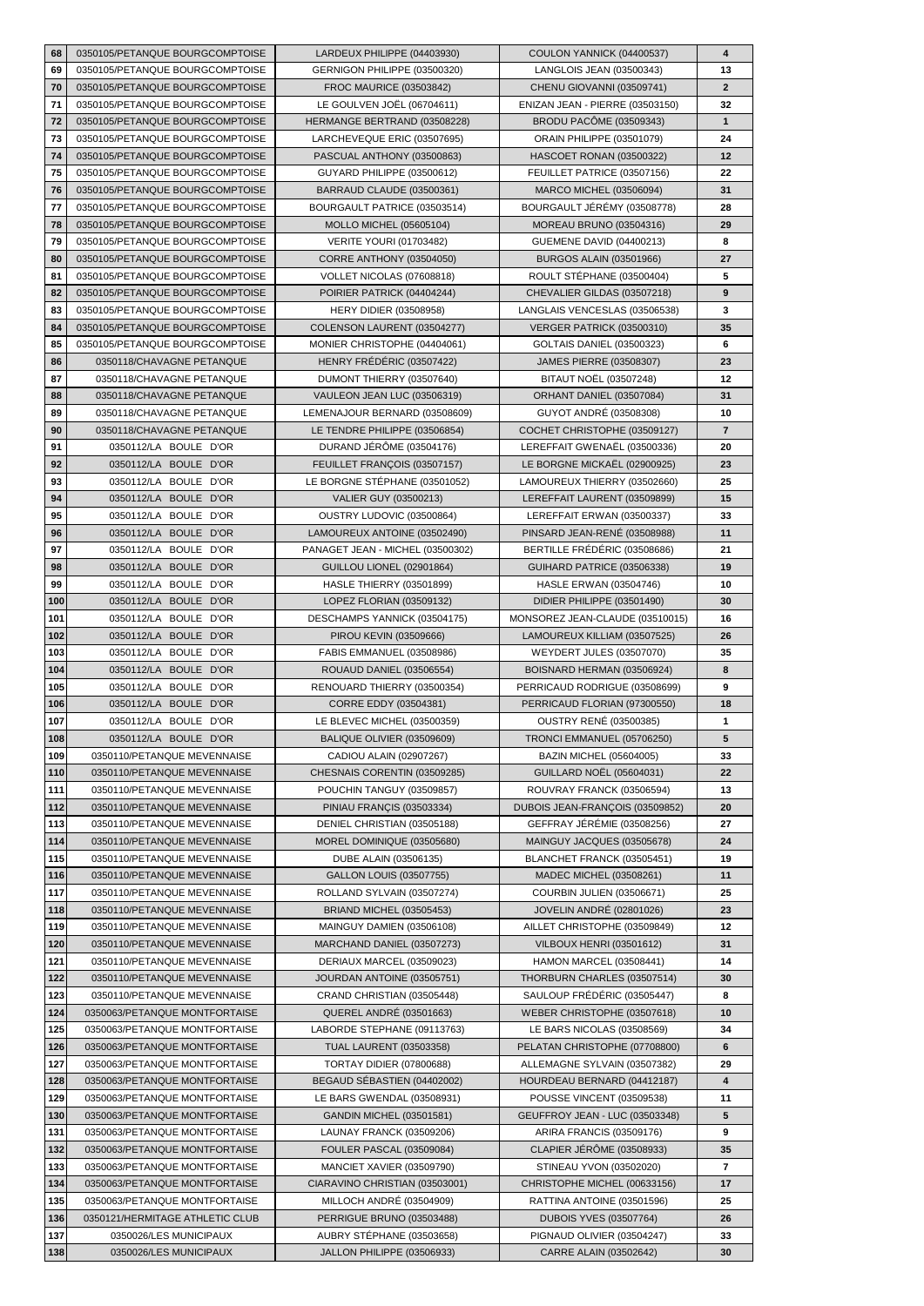| | | | | |
|---|---|---|---|---|
| 68 | 0350105/PETANQUE BOURGCOMPTOISE | LARDEUX PHILIPPE (04403930) | COULON YANNICK (04400537) | 4 |
| 69 | 0350105/PETANQUE BOURGCOMPTOISE | GERNIGON PHILIPPE (03500320) | LANGLOIS JEAN (03500343) | 13 |
| 70 | 0350105/PETANQUE BOURGCOMPTOISE | FROC MAURICE (03503842) | CHENU GIOVANNI (03509741) | 2 |
| 71 | 0350105/PETANQUE BOURGCOMPTOISE | LE GOULVEN JOËL (06704611) | ENIZAN JEAN - PIERRE (03503150) | 32 |
| 72 | 0350105/PETANQUE BOURGCOMPTOISE | HERMANGE BERTRAND (03508228) | BRODU PACÔME (03509343) | 1 |
| 73 | 0350105/PETANQUE BOURGCOMPTOISE | LARCHEVEQUE ERIC (03507695) | ORAIN PHILIPPE (03501079) | 24 |
| 74 | 0350105/PETANQUE BOURGCOMPTOISE | PASCUAL ANTHONY (03500863) | HASCOET RONAN (03500322) | 12 |
| 75 | 0350105/PETANQUE BOURGCOMPTOISE | GUYARD PHILIPPE (03500612) | FEUILLET PATRICE (03507156) | 22 |
| 76 | 0350105/PETANQUE BOURGCOMPTOISE | BARRAUD CLAUDE (03500361) | MARCO MICHEL (03506094) | 31 |
| 77 | 0350105/PETANQUE BOURGCOMPTOISE | BOURGAULT PATRICE (03503514) | BOURGAULT JÉRÉMY (03508778) | 28 |
| 78 | 0350105/PETANQUE BOURGCOMPTOISE | MOLLO MICHEL (05605104) | MOREAU BRUNO (03504316) | 29 |
| 79 | 0350105/PETANQUE BOURGCOMPTOISE | VERITE YOURI (01703482) | GUEMENE DAVID (04400213) | 8 |
| 80 | 0350105/PETANQUE BOURGCOMPTOISE | CORRE ANTHONY (03504050) | BURGOS ALAIN (03501966) | 27 |
| 81 | 0350105/PETANQUE BOURGCOMPTOISE | VOLLET NICOLAS (07608818) | ROULT STÉPHANE (03500404) | 5 |
| 82 | 0350105/PETANQUE BOURGCOMPTOISE | POIRIER PATRICK (04404244) | CHEVALIER GILDAS (03507218) | 9 |
| 83 | 0350105/PETANQUE BOURGCOMPTOISE | HERY DIDIER (03508958) | LANGLAIS VENCESLAS (03506538) | 3 |
| 84 | 0350105/PETANQUE BOURGCOMPTOISE | COLENSON LAURENT (03504277) | VERGER PATRICK (03500310) | 35 |
| 85 | 0350105/PETANQUE BOURGCOMPTOISE | MONIER CHRISTOPHE (04404061) | GOLTAIS DANIEL (03500323) | 6 |
| 86 | 0350118/CHAVAGNE PETANQUE | HENRY FRÉDÉRIC (03507422) | JAMES PIERRE (03508307) | 23 |
| 87 | 0350118/CHAVAGNE PETANQUE | DUMONT THIERRY (03507640) | BITAUT NOËL (03507248) | 12 |
| 88 | 0350118/CHAVAGNE PETANQUE | VAULEON JEAN LUC (03506319) | ORHANT DANIEL (03507084) | 31 |
| 89 | 0350118/CHAVAGNE PETANQUE | LEMENAJOUR BERNARD (03508609) | GUYOT ANDRÉ (03508308) | 10 |
| 90 | 0350118/CHAVAGNE PETANQUE | LE TENDRE PHILIPPE (03506854) | COCHET CHRISTOPHE (03509127) | 7 |
| 91 | 0350112/LA BOULE D'OR | DURAND JÉRÔME (03504176) | LEREFFAIT GWENAËL (03500336) | 20 |
| 92 | 0350112/LA BOULE D'OR | FEUILLET FRANÇOIS (03507157) | LE BORGNE MICKAËL (02900925) | 23 |
| 93 | 0350112/LA BOULE D'OR | LE BORGNE STÉPHANE (03501052) | LAMOUREUX THIERRY (03502660) | 25 |
| 94 | 0350112/LA BOULE D'OR | VALIER GUY (03500213) | LEREFFAIT LAURENT (03509899) | 15 |
| 95 | 0350112/LA BOULE D'OR | OUSTRY LUDOVIC (03500864) | LEREFFAIT ERWAN (03500337) | 33 |
| 96 | 0350112/LA BOULE D'OR | LAMOUREUX ANTOINE (03502490) | PINSARD JEAN-RENÉ (03508988) | 11 |
| 97 | 0350112/LA BOULE D'OR | PANAGET JEAN - MICHEL (03500302) | BERTILLE FRÉDÉRIC (03508686) | 21 |
| 98 | 0350112/LA BOULE D'OR | GUILLOU LIONEL (02901864) | GUIHARD PATRICE (03506338) | 19 |
| 99 | 0350112/LA BOULE D'OR | HASLE THIERRY (03501899) | HASLE ERWAN (03504746) | 10 |
| 100 | 0350112/LA BOULE D'OR | LOPEZ FLORIAN (03509132) | DIDIER PHILIPPE (03501490) | 30 |
| 101 | 0350112/LA BOULE D'OR | DESCHAMPS YANNICK (03504175) | MONSOREZ JEAN-CLAUDE (03510015) | 16 |
| 102 | 0350112/LA BOULE D'OR | PIROU KEVIN (03509666) | LAMOUREUX KILLIAM (03507525) | 26 |
| 103 | 0350112/LA BOULE D'OR | FABIS EMMANUEL (03508986) | WEYDERT JULES (03507070) | 35 |
| 104 | 0350112/LA BOULE D'OR | ROUAUD DANIEL (03506554) | BOISNARD HERMAN (03506924) | 8 |
| 105 | 0350112/LA BOULE D'OR | RENOUARD THIERRY (03500354) | PERRICAUD RODRIGUE (03508699) | 9 |
| 106 | 0350112/LA BOULE D'OR | CORRE EDDY (03504381) | PERRICAUD FLORIAN (97300550) | 18 |
| 107 | 0350112/LA BOULE D'OR | LE BLEVEC MICHEL (03500359) | OUSTRY RENÉ (03500385) | 1 |
| 108 | 0350112/LA BOULE D'OR | BALIQUE OLIVIER (03509609) | TRONCI EMMANUEL (05706250) | 5 |
| 109 | 0350110/PETANQUE MEVENNAISE | CADIOU ALAIN (02907267) | BAZIN MICHEL (05604005) | 33 |
| 110 | 0350110/PETANQUE MEVENNAISE | CHESNAIS CORENTIN (03509285) | GUILLARD NOËL (05604031) | 22 |
| 111 | 0350110/PETANQUE MEVENNAISE | POUCHIN TANGUY (03509857) | ROUVRAY FRANCK (03506594) | 13 |
| 112 | 0350110/PETANQUE MEVENNAISE | PINIAU FRANÇIS (03503334) | DUBOIS JEAN-FRANÇOIS (03509852) | 20 |
| 113 | 0350110/PETANQUE MEVENNAISE | DENIEL CHRISTIAN (03505188) | GEFFRAY JÉRÉMIE (03508256) | 27 |
| 114 | 0350110/PETANQUE MEVENNAISE | MOREL DOMINIQUE (03505680) | MAINGUY JACQUES (03505678) | 24 |
| 115 | 0350110/PETANQUE MEVENNAISE | DUBE ALAIN (03506135) | BLANCHET FRANCK (03505451) | 19 |
| 116 | 0350110/PETANQUE MEVENNAISE | GALLON LOUIS (03507755) | MADEC MICHEL (03508261) | 11 |
| 117 | 0350110/PETANQUE MEVENNAISE | ROLLAND SYLVAIN (03507274) | COURBIN JULIEN (03506671) | 25 |
| 118 | 0350110/PETANQUE MEVENNAISE | BRIAND MICHEL (03505453) | JOVELIN ANDRÉ (02801026) | 23 |
| 119 | 0350110/PETANQUE MEVENNAISE | MAINGUY DAMIEN (03506108) | AILLET CHRISTOPHE (03509849) | 12 |
| 120 | 0350110/PETANQUE MEVENNAISE | MARCHAND DANIEL (03507273) | VILBOUX HENRI (03501612) | 31 |
| 121 | 0350110/PETANQUE MEVENNAISE | DERIAUX MARCEL (03509023) | HAMON MARCEL (03508441) | 14 |
| 122 | 0350110/PETANQUE MEVENNAISE | JOURDAN ANTOINE (03505751) | THORBURN CHARLES (03507514) | 30 |
| 123 | 0350110/PETANQUE MEVENNAISE | CRAND CHRISTIAN (03505448) | SAULOUP FRÉDÉRIC (03505447) | 8 |
| 124 | 0350063/PETANQUE MONTFORTAISE | QUEREL ANDRÉ (03501663) | WEBER CHRISTOPHE (03507618) | 10 |
| 125 | 0350063/PETANQUE MONTFORTAISE | LABORDE STEPHANE (09113763) | LE BARS NICOLAS (03508569) | 34 |
| 126 | 0350063/PETANQUE MONTFORTAISE | TUAL LAURENT (03503358) | PELATAN CHRISTOPHE (07708800) | 6 |
| 127 | 0350063/PETANQUE MONTFORTAISE | TORTAY DIDIER (07800688) | ALLEMAGNE SYLVAIN (03507382) | 29 |
| 128 | 0350063/PETANQUE MONTFORTAISE | BEGAUD SÉBASTIEN (04402002) | HOURDEAU BERNARD (04412187) | 4 |
| 129 | 0350063/PETANQUE MONTFORTAISE | LE BARS GWENDAL (03508931) | POUSSE VINCENT (03509538) | 11 |
| 130 | 0350063/PETANQUE MONTFORTAISE | GANDIN MICHEL (03501581) | GEUFFROY JEAN - LUC (03503348) | 5 |
| 131 | 0350063/PETANQUE MONTFORTAISE | LAUNAY FRANCK (03509206) | ARIRA FRANCIS (03509176) | 9 |
| 132 | 0350063/PETANQUE MONTFORTAISE | FOULER PASCAL (03509084) | CLAPIER JÉRÔME (03508933) | 35 |
| 133 | 0350063/PETANQUE MONTFORTAISE | MANCIET XAVIER (03509790) | STINEAU YVON (03502020) | 7 |
| 134 | 0350063/PETANQUE MONTFORTAISE | CIARAVINO CHRISTIAN (03503001) | CHRISTOPHE MICHEL (00633156) | 17 |
| 135 | 0350063/PETANQUE MONTFORTAISE | MILLOCH ANDRÉ (03504909) | RATTINA ANTOINE (03501596) | 25 |
| 136 | 0350121/HERMITAGE ATHLETIC CLUB | PERRIGUE BRUNO (03503488) | DUBOIS YVES (03507764) | 26 |
| 137 | 0350026/LES MUNICIPAUX | AUBRY STÉPHANE (03503658) | PIGNAUD OLIVIER (03504247) | 33 |
| 138 | 0350026/LES MUNICIPAUX | JALLON PHILIPPE (03506933) | CARRE ALAIN (03502642) | 30 |